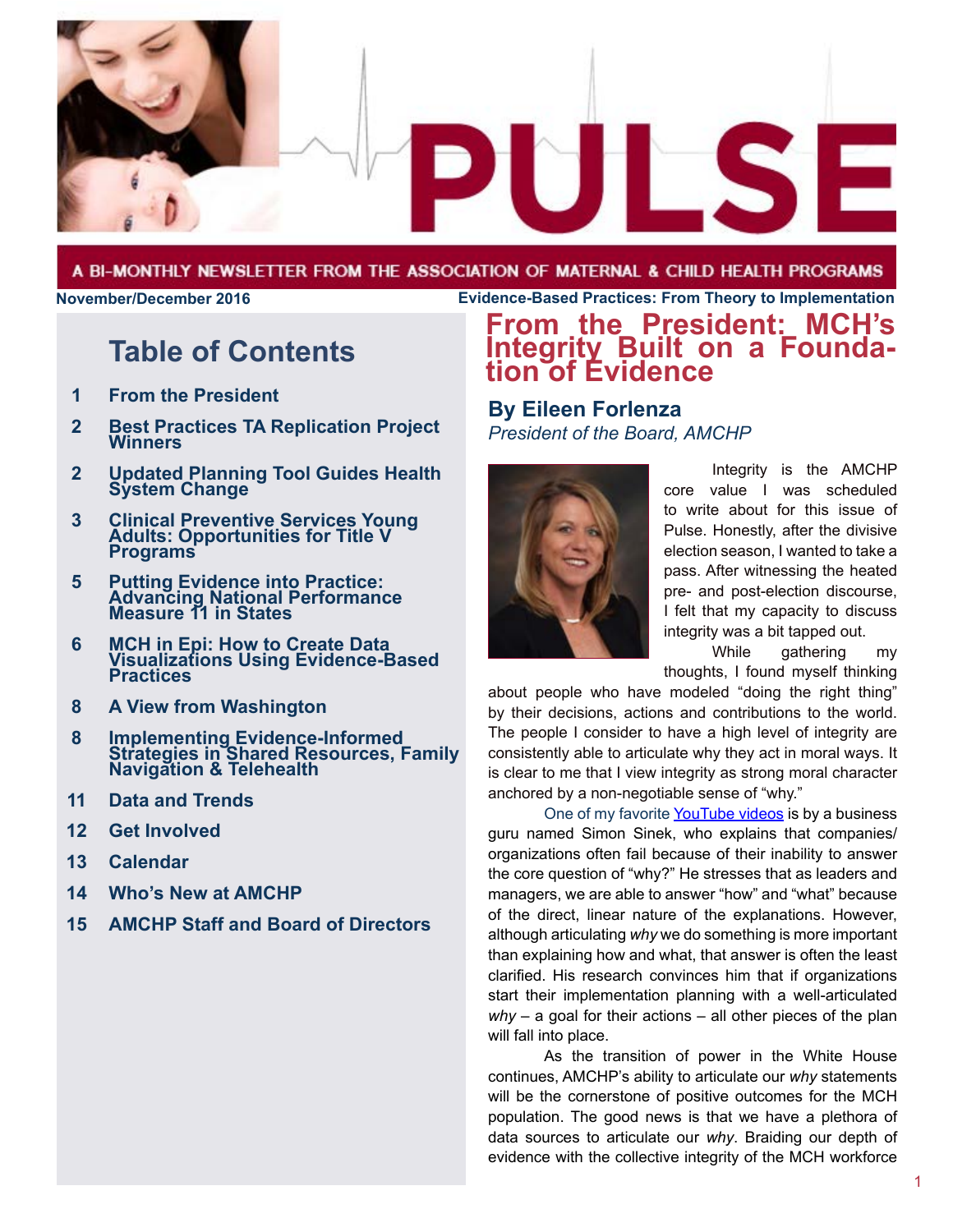# PULSE

A BI-MONTHLY NEWSLETTER FROM THE ASSOCIATION OF MATERNAL & CHILD HEALTH PROGRAMS

**November/December 2016**

**Evidence-Based Practices: From Theory to Implementation**

## Table of Contents

1 **From the President**

2 **Best Practices TA Replication Project Winners**

2 **Updated Planning Tool Guides Health System Change**

3 **Clinical Preventive Services Young Adults: Opportunities for Title V Programs**

5 **Putting Evidence into Practice: Advancing National Performance Measure 11 in States**

6 **MCH in Epi: How to Create Data Visualizations Using Evidence-Based Practices**

8 **A View from Washington**

8 **Implementing Evidence-Informed Strategies in Shared Resources, Family Navigation & Telehealth**

11 **Data and Trends**

12 **Get Involved**

13 **Calendar**

14 **Who's New at AMCHP**

15 **AMCHP Staff and Board of Directors**

# From the President: MCH's Integrity Built on a Foundation of Evidence

### By Eileen Forlenza

*President of the Board, AMCHP*

Integrity is the AMCHP core value I was scheduled to write about for this issue of Pulse. Honestly, after the divisive election season, I wanted to take a pass. After witnessing the heated pre- and post-election discourse, I felt that my capacity to discuss integrity was a bit tapped out.

While gathering my thoughts, I found myself thinking about people who have modeled "doing the right thing" by their decisions, actions and contributions to the world. The people I consider to have a high level of integrity are consistently able to articulate why they act in moral ways. It is clear to me that I view integrity as strong moral character anchored by a non-negotiable sense of "why."

One of my favorite YouTube videos is by a business guru named Simon Sinek, who explains that companies/organizations often fail because of their inability to answer the core question of "why?" He stresses that as leaders and managers, we are able to answer "how" and "what" because of the direct, linear nature of the explanations. However, although articulating *why* we do something is more important than explaining how and what, that answer is often the least clarified. His research convinces him that if organizations start their implementation planning with a well-articulated *why* – a goal for their actions – all other pieces of the plan will fall into place.

As the transition of power in the White House continues, AMCHP's ability to articulate our *why* statements will be the cornerstone of positive outcomes for the MCH population. The good news is that we have a plethora of data sources to articulate our *why*. Braiding our depth of evidence with the collective integrity of the MCH workforce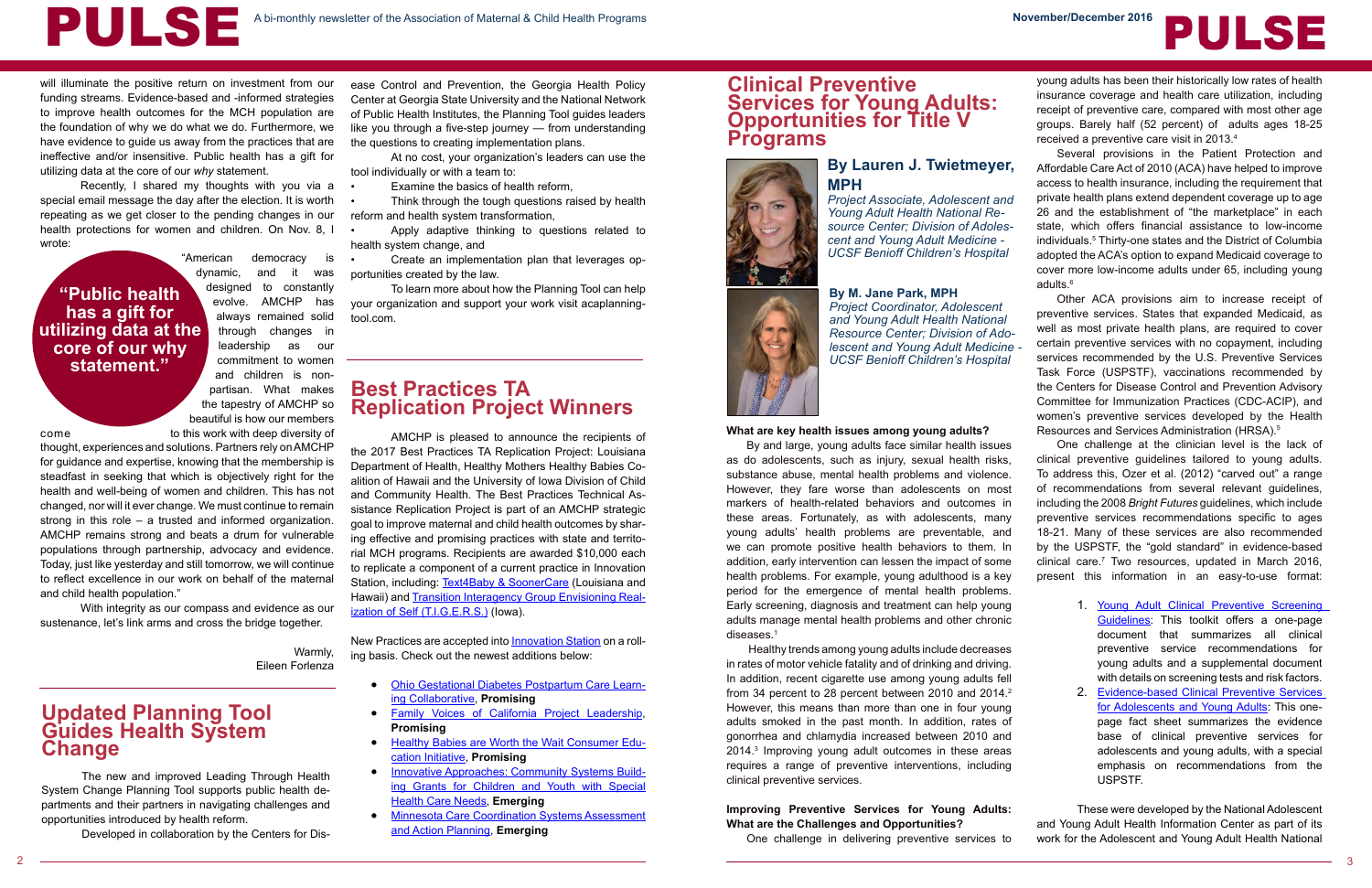will illuminate the positive return on investment from our funding streams. Evidence-based and -informed strategies to improve health outcomes for the MCH population are the foundation of why we do what we do. Furthermore, we have evidence to guide us away from the practices that are ineffective and/or insensitive. Public health has a gift for utilizing data at the core of our *why* statement.

Recently, I shared my thoughts with you via a special email message the day after the election. It is worth repeating as we get closer to the pending changes in our health protections for women and children. On Nov. 8, I wrote:

**"Public health has a gift for utilizing data at the core of our why statement."**

"American democracy is dynamic, and it was designed to constantly evolve. AMCHP has always remained solid through changes in leadership as our commitment to women and children is nonpartisan. What makes the tapestry of AMCHP so beautiful is how our members come to this work with deep diversity of thought, experiences and solutions. Partners rely on AMCHP for guidance and expertise, knowing that the membership is steadfast in seeking that which is objectively right for the health and well-being of women and children. This has not changed, nor will it ever change. We must continue to remain strong in this role – a trusted and informed organization. AMCHP remains strong and beats a drum for vulnerable populations through partnership, advocacy and evidence. Today, just like yesterday and still tomorrow, we will continue to reflect excellence in our work on behalf of the maternal and child health population."

With integrity as our compass and evidence as our sustenance, let's link arms and cross the bridge together.

Warmly,
Eileen Forlenza

## Updated Planning Tool Guides Health System Change

The new and improved Leading Through Health System Change Planning Tool supports public health departments and their partners in navigating challenges and opportunities introduced by health reform.

Developed in collaboration by the Centers for Disease Control and Prevention, the Georgia Health Policy Center at Georgia State University and the National Network of Public Health Institutes, the Planning Tool guides leaders like you through a five-step journey — from understanding the questions to creating implementation plans.

At no cost, your organization's leaders can use the tool individually or with a team to:

- Examine the basics of health reform,
- Think through the tough questions raised by health reform and health system transformation,
- Apply adaptive thinking to questions related to health system change, and
- Create an implementation plan that leverages opportunities created by the law.

To learn more about how the Planning Tool can help your organization and support your work visit acaplanningtool.com.

## Best Practices TA Replication Project Winners

AMCHP is pleased to announce the recipients of the 2017 Best Practices TA Replication Project: Louisiana Department of Health, Healthy Mothers Healthy Babies Coalition of Hawaii and the University of Iowa Division of Child and Community Health. The Best Practices Technical Assistance Replication Project is part of an AMCHP strategic goal to improve maternal and child health outcomes by sharing effective and promising practices with state and territorial MCH programs. Recipients are awarded $10,000 each to replicate a component of a current practice in Innovation Station, including: Text4Baby & SoonerCare (Louisiana and Hawaii) and Transition Interagency Group Envisioning Realization of Self (T.I.G.E.R.S.) (Iowa).

New Practices are accepted into Innovation Station on a rolling basis. Check out the newest additions below:

- Ohio Gestational Diabetes Postpartum Care Learning Collaborative, **Promising**
- Family Voices of California Project Leadership, **Promising**
- Healthy Babies are Worth the Wait Consumer Education Initiative, **Promising**
- Innovative Approaches: Community Systems Building Grants for Children and Youth with Special Health Care Needs, **Emerging**
- Minnesota Care Coordination Systems Assessment and Action Planning, **Emerging**

## Clinical Preventive Services for Young Adults: Opportunities for Title V Programs

### By Lauren J. Twietmeyer, MPH

*Project Associate, Adolescent and Young Adult Health National Resource Center; Division of Adolescent and Young Adult Medicine - UCSF Benioff Children's Hospital*

### By M. Jane Park, MPH

*Project Coordinator, Adolescent and Young Adult Health National Resource Center; Division of Adolescent and Young Adult Medicine - UCSF Benioff Children's Hospital*

**What are key health issues among young adults?**

By and large, young adults face similar health issues as do adolescents, such as injury, sexual health risks, substance abuse, mental health problems and violence. However, they fare worse than adolescents on most markers of health-related behaviors and outcomes in these areas. Fortunately, as with adolescents, many young adults' health problems are preventable, and we can promote positive health behaviors to them. In addition, early intervention can lessen the impact of some health problems. For example, young adulthood is a key period for the emergence of mental health problems. Early screening, diagnosis and treatment can help young adults manage mental health problems and other chronic diseases.[1]

Healthy trends among young adults include decreases in rates of motor vehicle fatality and of drinking and driving. In addition, recent cigarette use among young adults fell from 34 percent to 28 percent between 2010 and 2014.[2] However, this means than more than one in four young adults smoked in the past month. In addition, rates of gonorrhea and chlamydia increased between 2010 and 2014.[3] Improving young adult outcomes in these areas requires a range of preventive interventions, including clinical preventive services.

**Improving Preventive Services for Young Adults: What are the Challenges and Opportunities?**

One challenge in delivering preventive services to young adults has been their historically low rates of health insurance coverage and health care utilization, including receipt of preventive care, compared with most other age groups. Barely half (52 percent) of adults ages 18-25 received a preventive care visit in 2013.[4]

Several provisions in the Patient Protection and Affordable Care Act of 2010 (ACA) have helped to improve access to health insurance, including the requirement that private health plans extend dependent coverage up to age 26 and the establishment of "the marketplace" in each state, which offers financial assistance to low-income individuals.[5] Thirty-one states and the District of Columbia adopted the ACA's option to expand Medicaid coverage to cover more low-income adults under 65, including young adults.[6]

Other ACA provisions aim to increase receipt of preventive services. States that expanded Medicaid, as well as most private health plans, are required to cover certain preventive services with no copayment, including services recommended by the U.S. Preventive Services Task Force (USPSTF), vaccinations recommended by the Centers for Disease Control and Prevention Advisory Committee for Immunization Practices (CDC-ACIP), and women's preventive services developed by the Health Resources and Services Administration (HRSA).[5]

One challenge at the clinician level is the lack of clinical preventive guidelines tailored to young adults. To address this, Ozer et al. (2012) "carved out" a range of recommendations from several relevant guidelines, including the 2008 *Bright Futures* guidelines, which include preventive services recommendations specific to ages 18-21. Many of these services are also recommended by the USPSTF, the "gold standard" in evidence-based clinical care.[7] Two resources, updated in March 2016, present this information in an easy-to-use format:

1. Young Adult Clinical Preventive Screening Guidelines: This toolkit offers a one-page document that summarizes all clinical preventive service recommendations for young adults and a supplemental document with details on screening tests and risk factors.
2. Evidence-based Clinical Preventive Services for Adolescents and Young Adults: This one-page fact sheet summarizes the evidence base of clinical preventive services for adolescents and young adults, with a special emphasis on recommendations from the USPSTF.

These were developed by the National Adolescent and Young Adult Health Information Center as part of its work for the Adolescent and Young Adult Health National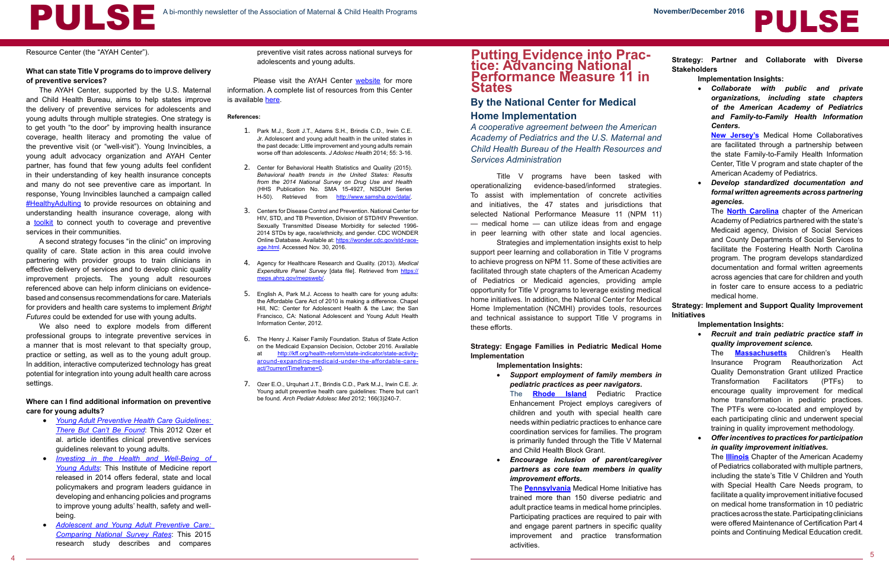Resource Center (the "AYAH Center").

**What can state Title V programs do to improve delivery of preventive services?**

The AYAH Center, supported by the U.S. Maternal and Child Health Bureau, aims to help states improve the delivery of preventive services for adolescents and young adults through multiple strategies. One strategy is to get youth "to the door" by improving health insurance coverage, health literacy and promoting the value of the preventive visit (or "well-visit"). Young Invincibles, a young adult advocacy organization and AYAH Center partner, has found that few young adults feel confident in their understanding of key health insurance concepts and many do not see preventive care as important. In response, Young Invincibles launched a campaign called #HealthyAdulting to provide resources on obtaining and understanding health insurance coverage, along with a toolkit to connect youth to coverage and preventive services in their communities.

A second strategy focuses "in the clinic" on improving quality of care. State action in this area could involve partnering with provider groups to train clinicians in effective delivery of services and to develop clinic quality improvement projects. The young adult resources referenced above can help inform clinicians on evidence-based and consensus recommendations for care. Materials for providers and health care systems to implement *Bright Futures* could be extended for use with young adults.

We also need to explore models from different professional groups to integrate preventive services in a manner that is most relevant to that specialty group, practice or setting, as well as to the young adult group. In addition, interactive computerized technology has great potential for integration into young adult health care across settings.

**Where can I find additional information on preventive care for young adults?**

- *Young Adult Preventive Health Care Guidelines: There But Can't Be Found*: This 2012 Ozer et al. article identifies clinical preventive services guidelines relevant to young adults.
- *Investing in the Health and Well-Being of Young Adults*: This Institute of Medicine report released in 2014 offers federal, state and local policymakers and program leaders guidance in developing and enhancing policies and programs to improve young adults' health, safety and well-being.
- *Adolescent and Young Adult Preventive Care: Comparing National Survey Rates*: This 2015 research study describes and compares preventive visit rates across national surveys for adolescents and young adults.

Please visit the AYAH Center website for more information. A complete list of resources from this Center is available here.

**References:**

1. Park M.J., Scott J.T., Adams S.H., Brindis C.D., Irwin C.E. Jr. Adolescent and young adult health in the united states in the past decade: Little improvement and young adults remain worse off than adolescents. *J Adolesc Health* 2014; 55: 3-16.
2. Center for Behavioral Health Statistics and Quality (2015). *Behavioral health trends in the United States: Results from the 2014 National Survey on Drug Use and Health* (HHS Publication No. SMA 15-4927, NSDUH Series H-50). Retrieved from http://www.samhsa.gov/data/.
3. Centers for Disease Control and Prevention. National Center for HIV, STD, and TB Prevention, Division of STD/HIV Prevention. Sexually Transmitted Disease Morbidity for selected 1996-2014 STDs by age, race/ethnicity, and gender. CDC WONDER Online Database. Available at: https://wonder.cdc.gov/std-race-age.html. Accessed Nov. 30, 2016.
4. Agency for Healthcare Research and Quality. (2013). *Medical Expenditure Panel Survey* [data file]. Retrieved from https://meps.ahrq.gov/mepsweb/.
5. English A, Park M.J. Access to health care for young adults: the Affordable Care Act of 2010 is making a difference. Chapel Hill, NC: Center for Adolescent Health & the Law; the San Francisco, CA: National Adolescent and Young Adult Health Information Center, 2012.
6. The Henry J. Kaiser Family Foundation. Status of State Action on the Medicaid Expansion Decision, October 2016. Available at http://kff.org/health-reform/state-indicator/state-activity-around-expanding-medicaid-under-the-affordable-care-act/?currentTimeframe=0.
7. Ozer E.O., Urquhart J.T., Brindis C.D., Park M.J., Irwin C.E. Jr. Young adult preventive health care guidelines: There but can't be found. *Arch Pediatr Adolesc Med* 2012; 166(3)240-7.

# Putting Evidence into Practice: Advancing National Performance Measure 11 in States

## By the National Center for Medical Home Implementation

*A cooperative agreement between the American Academy of Pediatrics and the U.S. Maternal and Child Health Bureau of the Health Resources and Services Administration*

Title V programs have been tasked with operationalizing evidence-based/informed strategies. To assist with implementation of concrete activities and initiatives, the 47 states and jurisdictions that selected National Performance Measure 11 (NPM 11) — medical home — can utilize ideas from and engage in peer learning with other state and local agencies.

Strategies and implementation insights exist to help support peer learning and collaboration in Title V programs to achieve progress on NPM 11. Some of these activities are facilitated through state chapters of the American Academy of Pediatrics or Medicaid agencies, providing ample opportunity for Title V programs to leverage existing medical home initiatives. In addition, the National Center for Medical Home Implementation (NCMHI) provides tools, resources and technical assistance to support Title V programs in these efforts.

**Strategy: Engage Families in Pediatric Medical Home Implementation**

**Implementation Insights:**

- ***Support employment of family members in pediatric practices as peer navigators.***
  The **Rhode Island** Pediatric Practice Enhancement Project employs caregivers of children and youth with special health care needs within pediatric practices to enhance care coordination services for families. The program is primarily funded through the Title V Maternal and Child Health Block Grant.
- ***Encourage inclusion of parent/caregiver partners as core team members in quality improvement efforts.***
  The **Pennsylvania** Medical Home Initiative has trained more than 150 diverse pediatric and adult practice teams in medical home principles. Participating practices are required to pair with and engage parent partners in specific quality improvement and practice transformation activities.

**Strategy: Partner and Collaborate with Diverse Stakeholders**

**Implementation Insights:**

- ***Collaborate with public and private organizations, including state chapters of the American Academy of Pediatrics and Family-to-Family Health Information Centers.***
  **New Jersey's** Medical Home Collaboratives are facilitated through a partnership between the state Family-to-Family Health Information Center, Title V program and state chapter of the American Academy of Pediatrics.
- ***Develop standardized documentation and formal written agreements across partnering agencies.***
  The **North Carolina** chapter of the American Academy of Pediatrics partnered with the state's Medicaid agency, Division of Social Services and County Departments of Social Services to facilitate the Fostering Health North Carolina program. The program develops standardized documentation and formal written agreements across agencies that care for children and youth in foster care to ensure access to a pediatric medical home.

**Strategy: Implement and Support Quality Improvement Initiatives**

**Implementation Insights:**

- ***Recruit and train pediatric practice staff in quality improvement science.***
  The **Massachusetts** Children's Health Insurance Program Reauthorization Act Quality Demonstration Grant utilized Practice Transformation Facilitators (PTFs) to encourage quality improvement for medical home transformation in pediatric practices. The PTFs were co-located and employed by each participating clinic and underwent special training in quality improvement methodology.
- ***Offer incentives to practices for participation in quality improvement initiatives.***
  The **Illinois** Chapter of the American Academy of Pediatrics collaborated with multiple partners, including the state's Title V Children and Youth with Special Health Care Needs program, to facilitate a quality improvement initiative focused on medical home transformation in 10 pediatric practices across the state. Participating clinicians were offered Maintenance of Certification Part 4 points and Continuing Medical Education credit.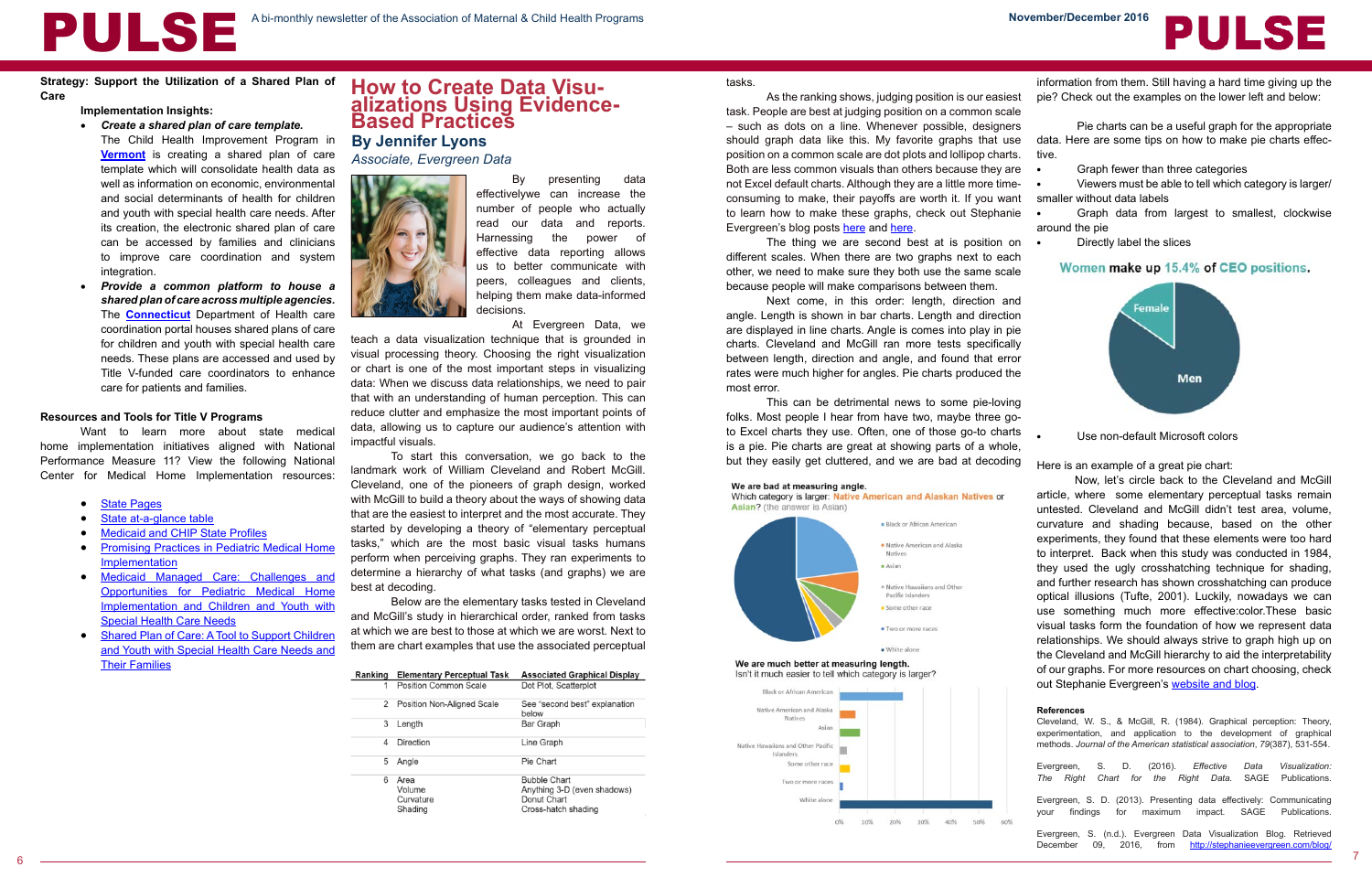**Strategy: Support the Utilization of a Shared Plan of Care**

**Implementation Insights:**

- ***Create a shared plan of care template.*** The Child Health Improvement Program in [Vermont](#) is creating a shared plan of care template which will consolidate health data as well as information on economic, environmental and social determinants of health for children and youth with special health care needs. After its creation, the electronic shared plan of care can be accessed by families and clinicians to improve care coordination and system integration.
- ***Provide a common platform to house a shared plan of care across multiple agencies.*** The [Connecticut](#) Department of Health care coordination portal houses shared plans of care for children and youth with special health care needs. These plans are accessed and used by Title V-funded care coordinators to enhance care for patients and families.

**Resources and Tools for Title V Programs**

Want to learn more about state medical home implementation initiatives aligned with National Performance Measure 11? View the following National Center for Medical Home Implementation resources:

- [State Pages](#)
- [State at-a-glance table](#)
- [Medicaid and CHIP State Profiles](#)
- [Promising Practices in Pediatric Medical Home Implementation](#)
- [Medicaid Managed Care: Challenges and Opportunities for Pediatric Medical Home Implementation and Children and Youth with Special Health Care Needs](#)
- [Shared Plan of Care: A Tool to Support Children and Youth with Special Health Care Needs and Their Families](#)

# How to Create Data Visualizations Using Evidence-Based Practices

## By Jennifer Lyons

*Associate, Evergreen Data*

By presenting data effectivelywe can increase the number of people who actually read our data and reports. Harnessing the power of effective data reporting allows us to better communicate with peers, colleagues and clients, helping them make data-informed decisions.

At Evergreen Data, we teach a data visualization technique that is grounded in visual processing theory. Choosing the right visualization or chart is one of the most important steps in visualizing data: When we discuss data relationships, we need to pair that with an understanding of human perception. This can reduce clutter and emphasize the most important points of data, allowing us to capture our audience's attention with impactful visuals.

To start this conversation, we go back to the landmark work of William Cleveland and Robert McGill. Cleveland, one of the pioneers of graph design, worked with McGill to build a theory about the ways of showing data that are the easiest to interpret and the most accurate. They started by developing a theory of "elementary perceptual tasks," which are the most basic visual tasks humans perform when perceiving graphs. They ran experiments to determine a hierarchy of which tasks (and graphs) we are best at decoding.

Below are the elementary tasks tested in Cleveland and McGill's study in hierarchical order, ranked from tasks at which we are best to those at which we are worst. Next to them are chart examples that use the associated perceptual tasks.

| Ranking | Elementary Perceptual Task | Associated Graphical Display |
|---|---|---|
| 1 | Position Common Scale | Dot Plot, Scatterplot |
| 2 | Position Non-Aligned Scale | See "second best" explanation below |
| 3 | Length | Bar Graph |
| 4 | Direction | Line Graph |
| 5 | Angle | Pie Chart |
| 6 | Area<br>Volume<br>Curvature<br>Shading | Bubble Chart<br>Anything 3-D (even shadows)<br>Donut Chart<br>Cross-hatch shading |

As the ranking shows, judging position is our easiest task. People are best at judging position on a common scale – such as dots on a line. Whenever possible, designers should graph data like this. My favorite graphs that use position on a common scale are dot plots and lollipop charts. Both are less common visuals than others because they are not Excel default charts. Although they are a little more time-consuming to make, their payoffs are worth it. If you want to learn how to make these graphs, check out Stephanie Evergreen's blog posts [here](#) and [here](#).

The thing we are second best at is position on different scales. When there are two graphs next to each other, we need to make sure they both use the same scale because people will make comparisons between them.

Next come, in this order: length, direction and angle. Length is shown in bar charts. Length and direction are displayed in line charts. Angle is comes into play in pie charts. Cleveland and McGill ran more tests specifically between length, direction and angle, and found that error rates were much higher for angles. Pie charts produced the most error.

This can be detrimental news to some pie-loving folks. Most people I hear from have two, maybe three go-to Excel charts they use. Often, one of those go-to charts is a pie. Pie charts are great at showing parts of a whole, but they easily get cluttered, and we are bad at decoding information from them. Still having a hard time giving up the pie? Check out the examples on the lower left and below:

We are bad at measuring angle.
Which category is larger: Native American and Alaskan Natives or Asian? (the answer is Asian)

Black or African American
Native American and Alaska Natives
Asian
Native Hawaiians and Other Pacific Islanders
Some other race
Two or more races
White alone

We are much better at measuring length.
Isn't it much easier to tell which category is larger?

Black or African American
Native American and Alaska Natives
Asian
Native Hawaiians and Other Pacific Islanders
Some other race
Two or more races
White alone
0% 10% 20% 30% 40% 50% 60%

Pie charts can be a useful graph for the appropriate data. Here are some tips on how to make pie charts effective.

- Graph fewer than three categories
- Viewers must be able to tell which category is larger/smaller without data labels
- Graph data from largest to smallest, clockwise around the pie
- Directly label the slices

Women make up 15.4% of CEO positions.

Female
Men

- Use non-default Microsoft colors

Here is an example of a great pie chart:

Now, let's circle back to the Cleveland and McGill article, where some elementary perceptual tasks remain untested. Cleveland and McGill didn't test area, volume, curvature and shading because, based on the other experiments, they found that these elements were too hard to interpret. Back when this study was conducted in 1984, they used the ugly crosshatching technique for shading, and further research has shown crosshatching can produce optical illusions (Tufte, 2001). Luckily, nowadays we can use something much more effective:color.These basic visual tasks form the foundation of how we represent data relationships. We should always strive to graph high up on the Cleveland and McGill hierarchy to aid the interpretability of our graphs. For more resources on chart choosing, check out Stephanie Evergreen's [website and blog](#).

**References**

Cleveland, W. S., & McGill, R. (1984). Graphical perception: Theory, experimentation, and application to the development of graphical methods. *Journal of the American statistical association*, *79*(387), 531-554.

Evergreen, S. D. (2016). *Effective Data Visualization: The Right Chart for the Right Data.* SAGE Publications.

Evergreen, S. D. (2013). Presenting data effectively: Communicating your findings for maximum impact. SAGE Publications.

Evergreen, S. (n.d.). Evergreen Data Visualization Blog. Retrieved December 09, 2016, from [http://stephanieevergreen.com/blog/](http://stephanieevergreen.com/blog/)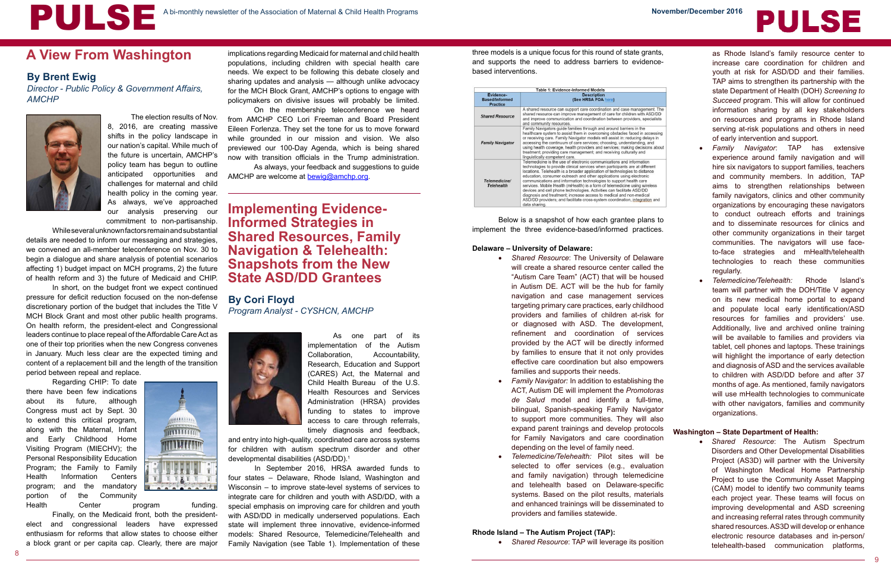## A View From Washington

### By Brent Ewig

*Director - Public Policy & Government Affairs, AMCHP*

The election results of Nov. 8, 2016, are creating massive shifts in the policy landscape in our nation's capital. While much of the future is uncertain, AMCHP's policy team has begun to outline anticipated opportunities and challenges for maternal and child health policy in the coming year. As always, we've approached our analysis preserving our commitment to non-partisanship.

While several unknown factors remain and substantial details are needed to inform our messaging and strategies, we convened an all-member teleconference on Nov. 30 to begin a dialogue and share analysis of potential scenarios affecting 1) budget impact on MCH programs, 2) the future of health reform and 3) the future of Medicaid and CHIP.

In short, on the budget front we expect continued pressure for deficit reduction focused on the non-defense discretionary portion of the budget that includes the Title V MCH Block Grant and most other public health programs. On health reform, the president-elect and Congressional leaders continue to place repeal of the Affordable Care Act as one of their top priorities when the new Congress convenes in January. Much less clear are the expected timing and content of a replacement bill and the length of the transition period between repeal and replace.

Regarding CHIP: To date there have been few indications about its future, although Congress must act by Sept. 30 to extend this critical program, along with the Maternal, Infant and Early Childhood Home Visiting Program (MIECHV); the Personal Responsibility Education Program; the Family to Family Health Information Centers program; and the mandatory portion of the Community Health Center program funding.

Finally, on the Medicaid front, both the president-elect and congressional leaders have expressed enthusiasm for reforms that allow states to choose either a block grant or per capita cap. Clearly, there are major implications regarding Medicaid for maternal and child health populations, including children with special health care needs. We expect to be following this debate closely and sharing updates and analysis — although unlike advocacy for the MCH Block Grant, AMCHP's options to engage with policymakers on divisive issues will probably be limited.

On the membership teleconference we heard from AMCHP CEO Lori Freeman and Board President Eileen Forlenza. They set the tone for us to move forward while grounded in our mission and vision. We also previewed our 100-Day Agenda, which is being shared now with transition officials in the Trump administration.

As always, your feedback and suggestions to guide AMCHP are welcome at bewig@amchp.org.

## Implementing Evidence-Informed Strategies in Shared Resources, Family Navigation & Telehealth: Snapshots from the New State ASD/DD Grantees

### By Cori Floyd

*Program Analyst - CYSHCN, AMCHP*

As one part of its implementation of the Autism Collaboration, Accountability, Research, Education and Support (CARES) Act, the Maternal and Child Health Bureau of the U.S. Health Resources and Services Administration (HRSA) provides funding to states to improve access to care through referrals, timely diagnosis and feedback, and entry into high-quality, coordinated care across systems for children with autism spectrum disorder and other developmental disabilities (ASD/DD).[1]

In September 2016, HRSA awarded funds to four states – Delaware, Rhode Island, Washington and Wisconsin – to improve state-level systems of services to integrate care for children and youth with ASD/DD, with a special emphasis on improving care for children and youth with ASD/DD in medically underserved populations. Each state will implement three innovative, evidence-informed models: Shared Resource, Telemedicine/Telehealth and Family Navigation (see Table 1). Implementation of these three models is a unique focus for this round of state grants, and supports the need to address barriers to evidence-based interventions.

Table 1: Evidence-Informed Models

| Evidence-Based/Informed Practice | Description (See HRSA FOA here) |
|---|---|
| Shared Resource | A shared resource can support care coordination and case management. The shared resource can improve management of care for children with ASD/DD and improve communication and coordination between providers, specialists and community resources. |
| Family Navigator | Family Navigators guide families through and around barriers in the healthcare system to assist them in overcoming obstacles faced in accessing or receiving care. Family Navigator models will assist in: reducing delays in accessing the continuum of care services; choosing, understanding, and using health coverage, health providers and services; making decisions about treatment; providing care management; and receiving culturally and linguistically competent care. |
| Telemedicine/ Telehealth | Telemedicine is the use of electronic communications and information technologies to provide clinical services when participants are at different locations. Telehealth is a broader application of technologies to distance education, consumer outreach and other applications using electronic communications and information technologies to support health care services. Mobile Health (mHealth) is a form of telemedicine using wireless devices and cell phone technologies. Activities can facilitate ASD/DD diagnosis and treatment; increase access to medical and non-medical ASD/DD providers; and facilitate cross-system coordination, integration and data sharing. |

Below is a snapshot of how each grantee plans to implement the three evidence-based/informed practices.

**Delaware – University of Delaware:**

- *Shared Resource*: The University of Delaware will create a shared resource center called the "Autism Care Team" (ACT) that will be housed in Autism DE. ACT will be the hub for family navigation and case management services targeting primary care practices, early childhood providers and families of children at-risk for or diagnosed with ASD. The development, refinement and coordination of services provided by the ACT will be directly informed by families to ensure that it not only provides effective care coordination but also empowers families and supports their needs.
- *Family Navigator:* In addition to establishing the ACT, Autism DE will implement the *Promotoras de Salud* model and identify a full-time, bilingual, Spanish-speaking Family Navigator to support more communities. They will also expand parent trainings and develop protocols for Family Navigators and care coordination depending on the level of family need.
- *Telemedicine/Telehealth:* Pilot sites will be selected to offer services (e.g., evaluation and family navigation) through telemedicine and telehealth based on Delaware-specific systems. Based on the pilot results, materials and enhanced trainings will be disseminated to providers and families statewide.

**Rhode Island – The Autism Project (TAP):**

- *Shared Resource*: TAP will leverage its position as Rhode Island's family resource center to increase care coordination for children and youth at risk for ASD/DD and their families. TAP aims to strengthen its partnership with the state Department of Health (DOH) *Screening to Succeed* program. This will allow for continued information sharing by all key stakeholders on resources and programs in Rhode Island serving at-risk populations and others in need of early intervention and support.
- *Family Navigator*: TAP has extensive experience around family navigation and will hire six navigators to support families, teachers and community members. In addition, TAP aims to strengthen relationships between family navigators, clinics and other community organizations by encouraging these navigators to conduct outreach efforts and trainings and to disseminate resources for clinics and other community organizations in their target communities. The navigators will use face-to-face strategies and mHealth/telehealth technologies to reach these communities regularly.
- *Telemedicine/Telehealth:* Rhode Island's team will partner with the DOH/Title V agency on its new medical home portal to expand and populate local early identification/ASD resources for families and providers' use. Additionally, live and archived online training will be available to families and providers via tablet, cell phones and laptops. These trainings will highlight the importance of early detection and diagnosis of ASD and the services available to children with ASD/DD before and after 37 months of age. As mentioned, family navigators will use mHealth technologies to communicate with other navigators, families and community organizations.

**Washington – State Department of Health:**

- *Shared Resource*: The Autism Spectrum Disorders and Other Developmental Disabilities Project (AS3D) will partner with the University of Washington Medical Home Partnership Project to use the Community Asset Mapping (CAM) model to identify two community teams each project year. These teams will focus on improving developmental and ASD screening and increasing referral rates through community shared resources. AS3D will develop or enhance electronic resource databases and in-person/telehealth-based communication platforms,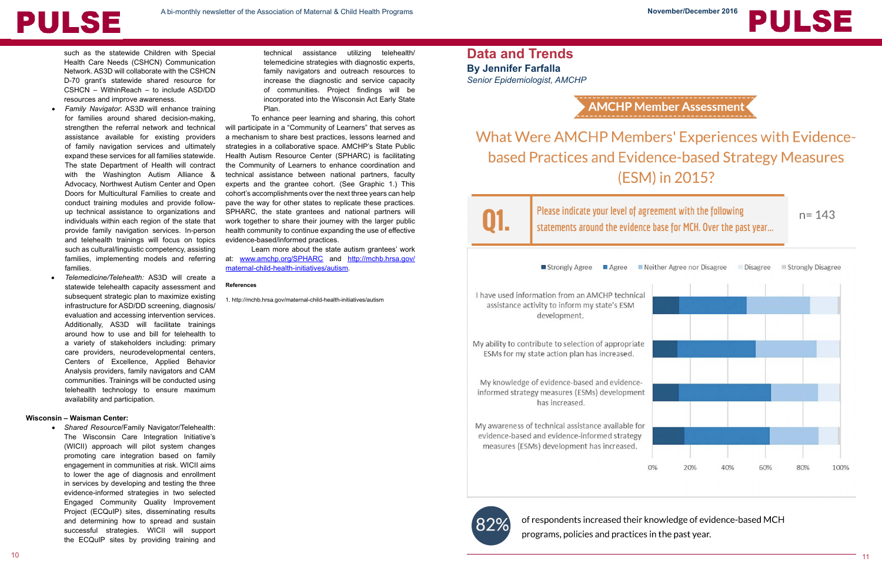such as the statewide Children with Special Health Care Needs (CSHCN) Communication Network. AS3D will collaborate with the CSHCN D-70 grant's statewide shared resource for CSHCN – WithinReach – to include ASD/DD resources and improve awareness.

- *Family Navigator*: AS3D will enhance training for families around shared decision-making, strengthen the referral network and technical assistance available for existing providers of family navigation services and ultimately expand these services for all families statewide. The state Department of Health will contract with the Washington Autism Alliance & Advocacy, Northwest Autism Center and Open Doors for Multicultural Families to create and conduct training modules and provide follow-up technical assistance to organizations and individuals within each region of the state that provide family navigation services. In-person and telehealth trainings will focus on topics such as cultural/linguistic competency, assisting families, implementing models and referring families.
- *Telemedicine/Telehealth:* AS3D will create a statewide telehealth capacity assessment and subsequent strategic plan to maximize existing infrastructure for ASD/DD screening, diagnosis/evaluation and accessing intervention services. Additionally, AS3D will facilitate trainings around how to use and bill for telehealth to a variety of stakeholders including: primary care providers, neurodevelopmental centers, Centers of Excellence, Applied Behavior Analysis providers, family navigators and CAM communities. Trainings will be conducted using telehealth technology to ensure maximum availability and participation.

**Wisconsin – Waisman Center:**

- *Shared Resource*/Family Navigator/Telehealth: The Wisconsin Care Integration Initiative's (WICII) approach will pilot system changes promoting care integration based on family engagement in communities at risk. WICII aims to lower the age of diagnosis and enrollment in services by developing and testing the three evidence-informed strategies in two selected Engaged Community Quality Improvement Project (ECQuIP) sites, disseminating results and determining how to spread and sustain successful strategies. WICII will support the ECQuIP sites by providing training and technical assistance utilizing telehealth/telemedicine strategies with diagnostic experts, family navigators and outreach resources to increase the diagnostic and service capacity of communities. Project findings will be incorporated into the Wisconsin Act Early State Plan.

To enhance peer learning and sharing, this cohort will participate in a "Community of Learners" that serves as a mechanism to share best practices, lessons learned and strategies in a collaborative space. AMCHP's State Public Health Autism Resource Center (SPHARC) is facilitating the Community of Learners to enhance coordination and technical assistance between national partners, faculty experts and the grantee cohort. (See Graphic 1.) This cohort's accomplishments over the next three years can help pave the way for other states to replicate these practices. SPHARC, the state grantees and national partners will work together to share their journey with the larger public health community to continue expanding the use of effective evidence-based/informed practices.

Learn more about the state autism grantees' work at: www.amchp.org/SPHARC and http://mchb.hrsa.gov/maternal-child-health-initiatives/autism.

**References**

1. http://mchb.hrsa.gov/maternal-child-health-initiatives/autism

## Data and Trends

**By Jennifer Farfalla**

*Senior Epidemiologist, AMCHP*

### AMCHP Member Assessment

### What Were AMCHP Members' Experiences with Evidence-based Practices and Evidence-based Strategy Measures (ESM) in 2015?

**Q1.** Please indicate your level of agreement with the following statements around the evidence base for MCH. Over the past year...

n= 143

Strongly Agree | Agree | Neither Agree nor Disagree | Disagree | Strongly Disagree

I have used information from an AMCHP technical assistance activity to inform my state's ESM development.

My ability to contribute to selection of appropriate ESMs for my state action plan has increased.

My knowledge of evidence-based and evidence-informed strategy measures (ESMs) development has increased.

My awareness of technical assistance available for evidence-based and evidence-informed strategy measures (ESMs) development has increased.

0% 20% 40% 60% 80% 100%

**82%** of respondents increased their knowledge of evidence-based MCH programs, policies and practices in the past year.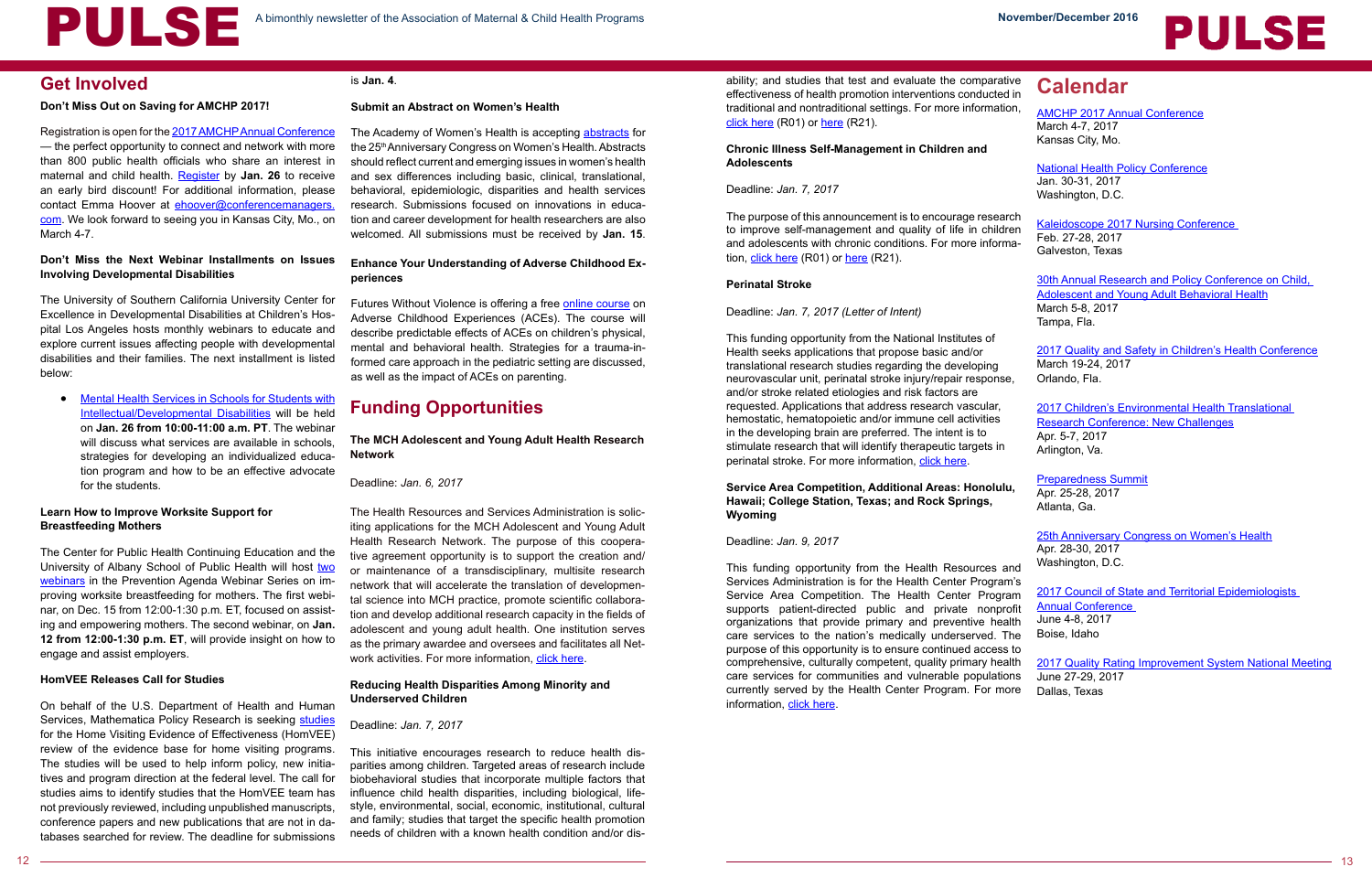## Get Involved

**Don't Miss Out on Saving for AMCHP 2017!**

Registration is open for the 2017 AMCHP Annual Conference — the perfect opportunity to connect and network with more than 800 public health officials who share an interest in maternal and child health. Register by **Jan. 26** to receive an early bird discount! For additional information, please contact Emma Hoover at ehoover@conferencemanagers.com. We look forward to seeing you in Kansas City, Mo., on March 4-7.

**Don't Miss the Next Webinar Installments on Issues Involving Developmental Disabilities**

The University of Southern California University Center for Excellence in Developmental Disabilities at Children's Hospital Los Angeles hosts monthly webinars to educate and explore current issues affecting people with developmental disabilities and their families. The next installment is listed below:

- Mental Health Services in Schools for Students with Intellectual/Developmental Disabilities will be held on **Jan. 26 from 10:00-11:00 a.m. PT**. The webinar will discuss what services are available in schools, strategies for developing an individualized education program and how to be an effective advocate for the students.

**Learn How to Improve Worksite Support for Breastfeeding Mothers**

The Center for Public Health Continuing Education and the University of Albany School of Public Health will host two webinars in the Prevention Agenda Webinar Series on improving worksite breastfeeding for mothers. The first webinar, on Dec. 15 from 12:00-1:30 p.m. ET, focused on assisting and empowering mothers. The second webinar, on **Jan. 12 from 12:00-1:30 p.m. ET**, will provide insight on how to engage and assist employers.

**HomVEE Releases Call for Studies**

On behalf of the U.S. Department of Health and Human Services, Mathematica Policy Research is seeking studies for the Home Visiting Evidence of Effectiveness (HomVEE) review of the evidence base for home visiting programs. The studies will be used to help inform policy, new initiatives and program direction at the federal level. The call for studies aims to identify studies that the HomVEE team has not previously reviewed, including unpublished manuscripts, conference papers and new publications that are not in databases searched for review. The deadline for submissions is **Jan. 4**.

**Submit an Abstract on Women's Health**

The Academy of Women's Health is accepting abstracts for the 25th Anniversary Congress on Women's Health. Abstracts should reflect current and emerging issues in women's health and sex differences including basic, clinical, translational, behavioral, epidemiologic, disparities and health services research. Submissions focused on innovations in education and career development for health researchers are also welcomed. All submissions must be received by **Jan. 15**.

**Enhance Your Understanding of Adverse Childhood Experiences**

Futures Without Violence is offering a free online course on Adverse Childhood Experiences (ACEs). The course will describe predictable effects of ACEs on children's physical, mental and behavioral health. Strategies for a trauma-informed care approach in the pediatric setting are discussed, as well as the impact of ACEs on parenting.

## Funding Opportunities

**The MCH Adolescent and Young Adult Health Research Network**

Deadline: *Jan. 6, 2017*

The Health Resources and Services Administration is soliciting applications for the MCH Adolescent and Young Adult Health Research Network. The purpose of this cooperative agreement opportunity is to support the creation and/or maintenance of a transdisciplinary, multisite research network that will accelerate the translation of developmental science into MCH practice, promote scientific collaboration and develop additional research capacity in the fields of adolescent and young adult health. One institution serves as the primary awardee and oversees and facilitates all Network activities. For more information, click here.

**Reducing Health Disparities Among Minority and Underserved Children**

Deadline: *Jan. 7, 2017*

This initiative encourages research to reduce health disparities among children. Targeted areas of research include biobehavioral studies that incorporate multiple factors that influence child health disparities, including biological, lifestyle, environmental, social, economic, institutional, cultural and family; studies that target the specific health promotion needs of children with a known health condition and/or disability; and studies that test and evaluate the comparative effectiveness of health promotion interventions conducted in traditional and nontraditional settings. For more information, click here (R01) or here (R21).

**Chronic Illness Self-Management in Children and Adolescents**

Deadline: *Jan. 7, 2017*

The purpose of this announcement is to encourage research to improve self-management and quality of life in children and adolescents with chronic conditions. For more information, click here (R01) or here (R21).

**Perinatal Stroke**

Deadline: *Jan. 7, 2017 (Letter of Intent)*

This funding opportunity from the National Institutes of Health seeks applications that propose basic and/or translational research studies regarding the developing neurovascular unit, perinatal stroke injury/repair response, and/or stroke related etiologies and risk factors are requested. Applications that address research vascular, hemostatic, hematopoietic and/or immune cell activities in the developing brain are preferred. The intent is to stimulate research that will identify therapeutic targets in perinatal stroke. For more information, click here.

**Service Area Competition, Additional Areas: Honolulu, Hawaii; College Station, Texas; and Rock Springs, Wyoming**

Deadline: *Jan. 9, 2017*

This funding opportunity from the Health Resources and Services Administration is for the Health Center Program's Service Area Competition. The Health Center Program supports patient-directed public and private nonprofit organizations that provide primary and preventive health care services to the nation's medically underserved. The purpose of this opportunity is to ensure continued access to comprehensive, culturally competent, quality primary health care services for communities and vulnerable populations currently served by the Health Center Program. For more information, click here.

## Calendar

AMCHP 2017 Annual Conference
March 4-7, 2017
Kansas City, Mo.

National Health Policy Conference
Jan. 30-31, 2017
Washington, D.C.

Kaleidoscope 2017 Nursing Conference
Feb. 27-28, 2017
Galveston, Texas

30th Annual Research and Policy Conference on Child, Adolescent and Young Adult Behavioral Health
March 5-8, 2017
Tampa, Fla.

2017 Quality and Safety in Children's Health Conference
March 19-24, 2017
Orlando, Fla.

2017 Children's Environmental Health Translational Research Conference: New Challenges
Apr. 5-7, 2017
Arlington, Va.

Preparedness Summit
Apr. 25-28, 2017
Atlanta, Ga.

25th Anniversary Congress on Women's Health
Apr. 28-30, 2017
Washington, D.C.

2017 Council of State and Territorial Epidemiologists Annual Conference
June 4-8, 2017
Boise, Idaho

2017 Quality Rating Improvement System National Meeting
June 27-29, 2017
Dallas, Texas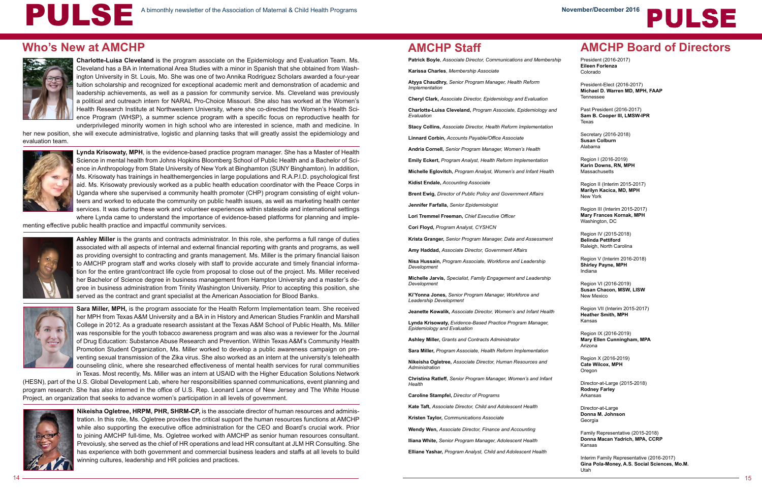## Who's New at AMCHP

**Charlotte-Luisa Cleveland** is the program associate on the Epidemiology and Evaluation Team. Ms. Cleveland has a BA in International Area Studies with a minor in Spanish that she obtained from Washington University in St. Louis, Mo. She was one of two Annika Rodriguez Scholars awarded a four-year tuition scholarship and recognized for exceptional academic merit and demonstration of academic and leadership achievements, as well as a passion for community service. Ms. Cleveland was previously a political and outreach intern for NARAL Pro-Choice Missouri. She also has worked at the Women's Health Research Institute at Northwestern University, where she co-directed the Women's Health Science Program (WHSP), a summer science program with a specific focus on reproductive health for underprivileged minority women in high school who are interested in science, math and medicine. In her new position, she will execute administrative, logistic and planning tasks that will greatly assist the epidemiology and evaluation team.

**Lynda Krisowaty, MPH**, is the evidence-based practice program manager. She has a Master of Health Science in mental health from Johns Hopkins Bloomberg School of Public Health and a Bachelor of Science in Anthropology from State University of New York at Binghamton (SUNY Binghamton). In addition, Ms. Krisowaty has trainings in healthemergencies in large populations and R.A.P.I.D. psychological first aid. Ms. Krisowaty previously worked as a public health education coordinator with the Peace Corps in Uganda where she supervised a community health promoter (CHP) program consisting of eight volunteers and worked to educate the community on public health issues, as well as marketing health center services. It was during these work and volunteer experiences within stateside and international settings where Lynda came to understand the importance of evidence-based platforms for planning and implementing effective public health practice and impactful community services.

**Ashley Miller** is the grants and contracts administrator. In this role, she performs a full range of duties associated with all aspects of internal and external financial reporting with grants and programs, as well as providing oversight to contracting and grants management. Ms. Miller is the primary financial liaison to AMCHP program staff and works closely with staff to provide accurate and timely financial information for the entire grant/contract life cycle from proposal to close out of the project. Ms. Miller received her Bachelor of Science degree in business management from Hampton University and a master's degree in business administration from Trinity Washington University. Prior to accepting this position, she served as the contract and grant specialist at the American Association for Blood Banks.

**Sara Miller, MPH,** is the program associate for the Health Reform Implementation team. She received her MPH from Texas A&M University and a BA in History and American Studies Franklin and Marshall College in 2012. As a graduate research assistant at the Texas A&M School of Public Health, Ms. Miller was responsible for the youth tobacco awareness program and was also was a reviewer for the Journal of Drug Education: Substance Abuse Research and Prevention. Within Texas A&M's Community Health Promotion Student Organization, Ms. Miller worked to develop a public awareness campaign on preventing sexual transmission of the Zika virus. She also worked as an intern at the university's telehealth counseling clinic, where she researched effectiveness of mental health services for rural communities in Texas. Most recently, Ms. Miller was an intern at USAID with the Higher Education Solutions Network (HESN), part of the U.S. Global Development Lab, where her responsibilities spanned communications, event planning and program research. She has also interned in the office of U.S. Rep. Leonard Lance of New Jersey and The White House Project, an organization that seeks to advance women's participation in all levels of government.

**Nikeisha Ogletree, HRPM, PHR, SHRM-CP,** is the associate director of human resources and administration. In this role, Ms. Ogletree provides the critical support the human resources functions at AMCHP while also supporting the executive office administration for the CEO and Board's crucial work. Prior to joining AMCHP full-time, Ms. Ogletree worked with AMCHP as senior human resources consultant. Prevoiusly, she served as the chief of HR operations and lead HR consultant at JLM HR Consulting. She has experience with both government and commercial business leaders and staffs at all levels to build winning cultures, leadership and HR policies and practices.

## AMCHP Staff

**Patrick Boyle**, *Associate Director, Communications and Membership*

**Karissa Charles**, *Membership Associate*

**Atyya Chaudhry,** *Senior Program Manager, Health Reform Implementation*

**Cheryl Clark,** *Associate Director, Epidemiology and Evaluation*

**Charlotte-Luisa Cleveland,** *Program Associate, Epidemiology and Evaluation*

**Stacy Collins,** *Associate Director, Health Reform Implementation*

**Linnard Corbin,** *Accounts Payable/Office Associate*

**Andria Cornell,** *Senior Program Manager, Women's Health*

**Emily Eckert,** *Program Analyst, Health Reform Implementation*

**Michelle Eglovitch,** *Program Analyst, Women's and Infant Health*

**Kidist Endale,** *Accounting Associate*

**Brent Ewig,** *Director of Public Policy and Government Affairs*

**Jennifer Farfalla,** *Senior Epidemiologist*

**Lori Tremmel Freeman,** *Chief Executive Officer*

**Cori Floyd,** *Program Analyst, CYSHCN*

**Krista Granger,** *Senior Program Manager, Data and Assessment*

**Amy Haddad,** *Associate Director, Government Affairs*

**Nisa Hussain,** *Program Associate, Workforce and Leadership Development*

**Michelle Jarvis,** *Specialist, Family Engagement and Leadership Development*

**Ki'Yonna Jones,** *Senior Program Manager, Workforce and Leadership Development*

**Jeanette Kowalik,** *Associate Director, Women's and Infant Health*

**Lynda Krisowaty,** *Evidence-Based Practice Program Manager, Epidemiology and Evaluation*

**Ashley Miller,** *Grants and Contracts Administrator*

**Sara Miller,** *Program Associate, Health Reform Implementation*

**Nikeisha Ogletree,** *Associate Director, Human Resources and Administration*

**Christina Ratleff,** *Senior Program Manager, Women's and Infant Health*

**Caroline Stampfel,** *Director of Programs*

**Kate Taft,** *Associate Director, Child and Adolescent Health*

**Kristen Taylor,** *Communications Associate*

**Wendy Wen,** *Associate Director, Finance and Accounting*

**Iliana White,** *Senior Program Manager, Adolescent Health*

**Elliane Yashar,** *Program Analyst, Child and Adolescent Health*

## AMCHP Board of Directors

President (2016-2017)
**Eileen Forlenza**
Colorado

President-Elect (2016-2017)
**Michael D. Warren MD, MPH, FAAP**
Tennessee

Past President (2016-2017)
**Sam B. Cooper III, LMSW-IPR**
Texas

Secretary (2016-2018)
**Susan Colburn**
Alabama

Region I (2016-2019)
**Karin Downs, RN, MPH**
Massachusetts

Region II (Interim 2015-2017)
**Marilyn Kacica, MD, MPH**
New York

Region III (Interim 2015-2017)
**Mary Frances Kornak, MPH**
Washington, DC

Region IV (2015-2018)
**Belinda Pettiford**
Raleigh, North Carolina

Region V (Interim 2016-2018)
**Shirley Payne, MPH**
Indiana

Region VI (2016-2019)
**Susan Chacon, MSW, LISW**
New Mexico

Region VII (Interim 2015-2017)
**Heather Smith, MPH**
Kansas

Region IX (2016-2019)
**Mary Ellen Cunningham, MPA**
Arizona

Region X (2016-2019)
**Cate Wilcox, MPH**
Oregon

Director-at-Large (2015-2018)
**Rodney Farley**
Arkansas

Director-at-Large
**Donna M. Johnson**
Georgia

Family Representative (2015-2018)
**Donna Macan Yadrich, MPA, CCRP**
Kansas

Interim Family Representative (2016-2017)
**Gina Pola-Money, A.S. Social Sciences, Mo.M.**
Utah